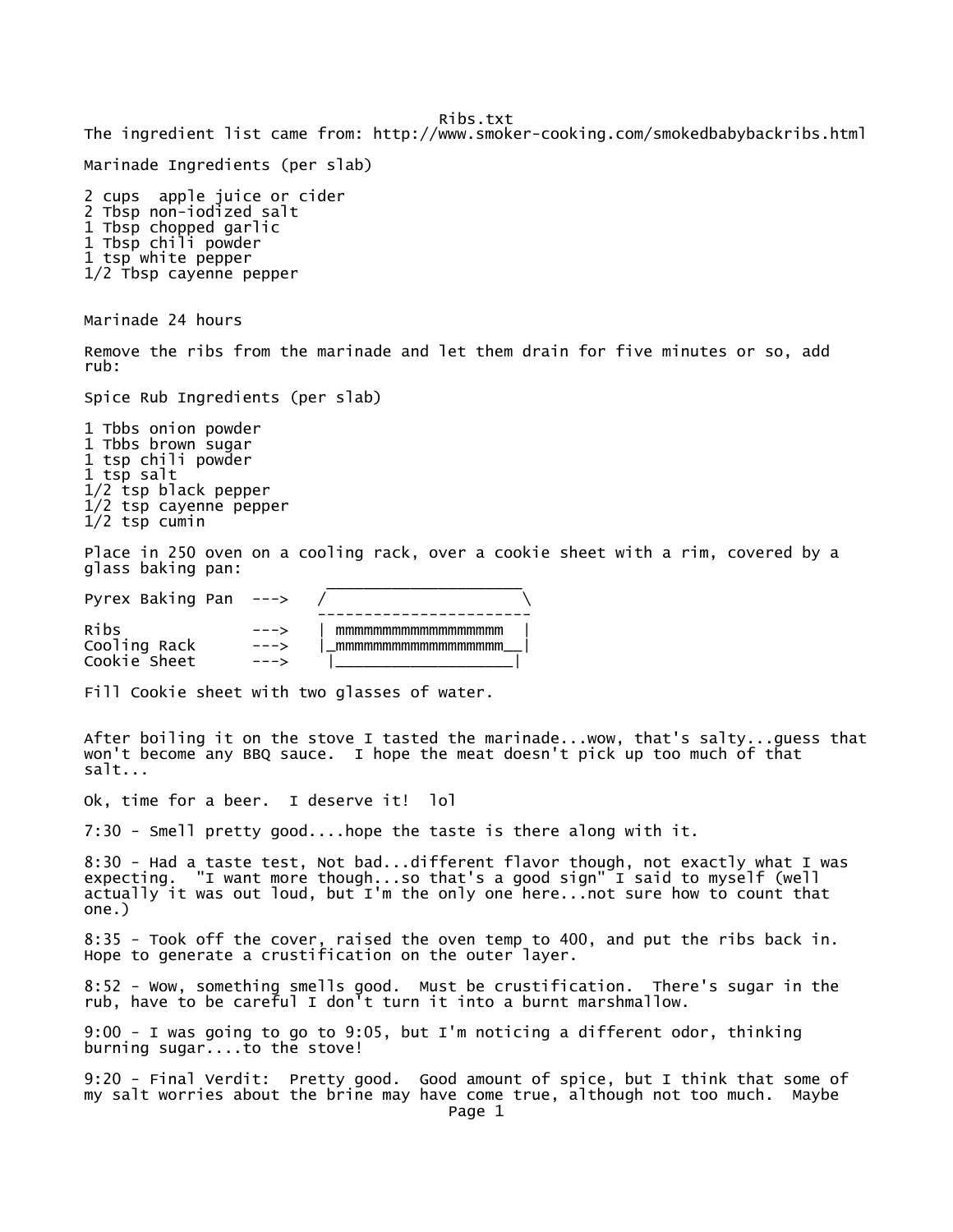# Ribs.txt

The ingredient list came from: http://www.smoker-cooking.com/smokedbabybackribs.html

Marinade Ingredients (per slab)

2 cups  apple juice or cider
2 Tbsp non-iodized salt
1 Tbsp chopped garlic
1 Tbsp chili powder
1 tsp white pepper
1/2 Tbsp cayenne pepper

Marinade 24 hours

Remove the ribs from the marinade and let them drain for five minutes or so, add rub:

Spice Rub Ingredients (per slab)

1 Tbbs onion powder
1 Tbbs brown sugar
1 tsp chili powder
1 tsp salt
1/2 tsp black pepper
1/2 tsp cayenne pepper
1/2 tsp cumin

Place in 250 oven on a cooling rack, over a cookie sheet with a rim, covered by a glass baking pan:

```
                           _____________________
Pyrex Baking Pan  --->    /                     \
                         -----------------------
Ribs              --->   | mmmmmmmmmmmmmmmmmmm   |
Cooling Rack      --->   |_mmmmmmmmmmmmmmmmmmmm__|
Cookie Sheet      --->    |_____________________|
```

Fill Cookie sheet with two glasses of water.

After boiling it on the stove I tasted the marinade...wow, that's salty...guess that won't become any BBQ sauce.  I hope the meat doesn't pick up too much of that salt...

Ok, time for a beer.  I deserve it!  lol

7:30 - Smell pretty good....hope the taste is there along with it.

8:30 - Had a taste test, Not bad...different flavor though, not exactly what I was expecting.  "I want more though...so that's a good sign" I said to myself (well actually it was out loud, but I'm the only one here...not sure how to count that one.)

8:35 - Took off the cover, raised the oven temp to 400, and put the ribs back in. Hope to generate a crustification on the outer layer.

8:52 - Wow, something smells good.  Must be crustification.  There's sugar in the rub, have to be careful I don't turn it into a burnt marshmallow.

9:00 - I was going to go to 9:05, but I'm noticing a different odor, thinking burning sugar....to the stove!

9:20 - Final Verdit:  Pretty good.  Good amount of spice, but I think that some of my salt worries about the brine may have come true, although not too much.  Maybe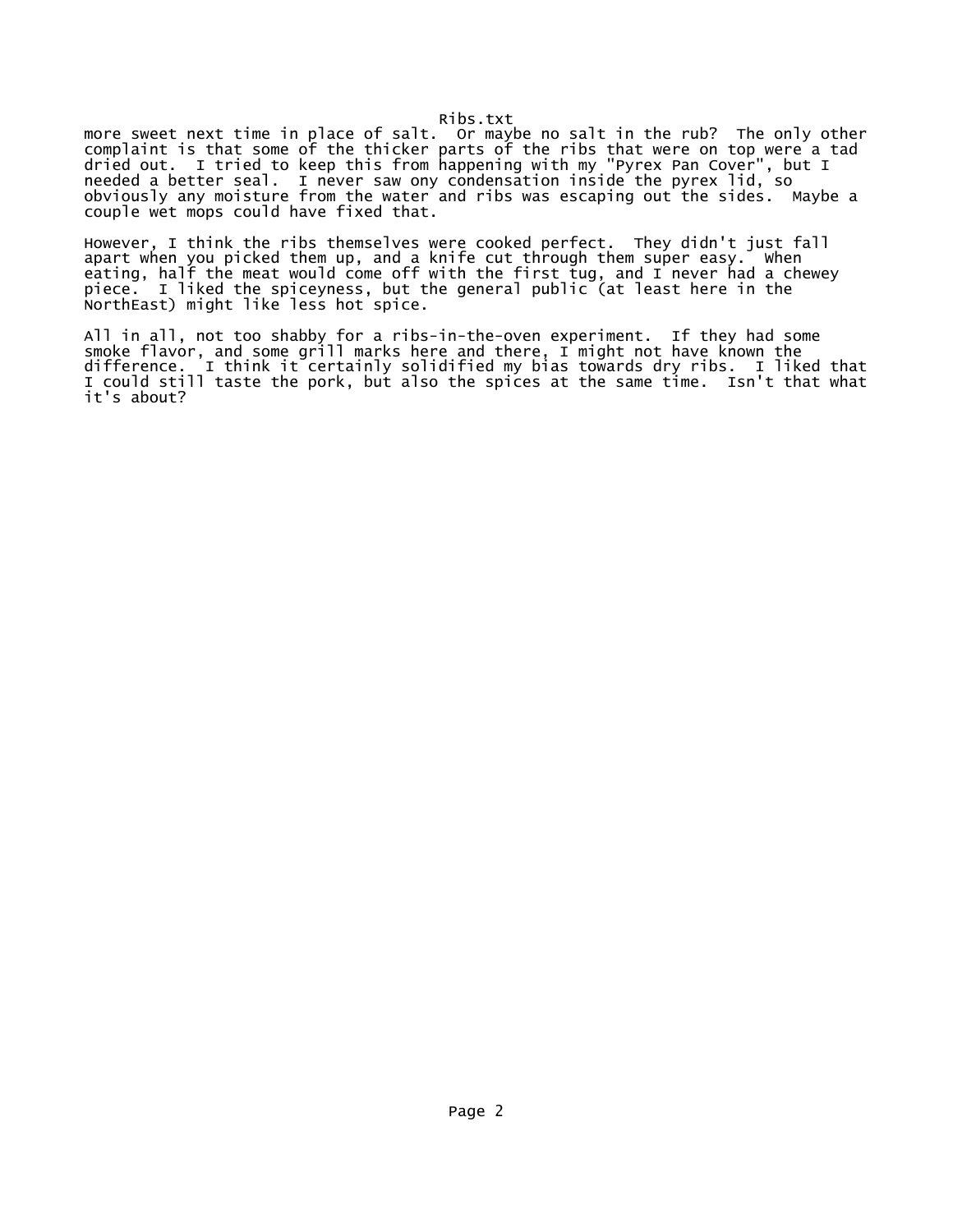more sweet next time in place of salt.  Or maybe no salt in the rub?  The only other complaint is that some of the thicker parts of the ribs that were on top were a tad dried out.  I tried to keep this from happening with my "Pyrex Pan Cover", but I needed a better seal.  I never saw ony condensation inside the pyrex lid, so obviously any moisture from the water and ribs was escaping out the sides.  Maybe a couple wet mops could have fixed that.

However, I think the ribs themselves were cooked perfect.  They didn't just fall apart when you picked them up, and a knife cut through them super easy.  When eating, half the meat would come off with the first tug, and I never had a chewey piece.  I liked the spiceyness, but the general public (at least here in the NorthEast) might like less hot spice.

All in all, not too shabby for a ribs-in-the-oven experiment.  If they had some smoke flavor, and some grill marks here and there, I might not have known the difference.  I think it certainly solidified my bias towards dry ribs.  I liked that I could still taste the pork, but also the spices at the same time.  Isn't that what it's about?